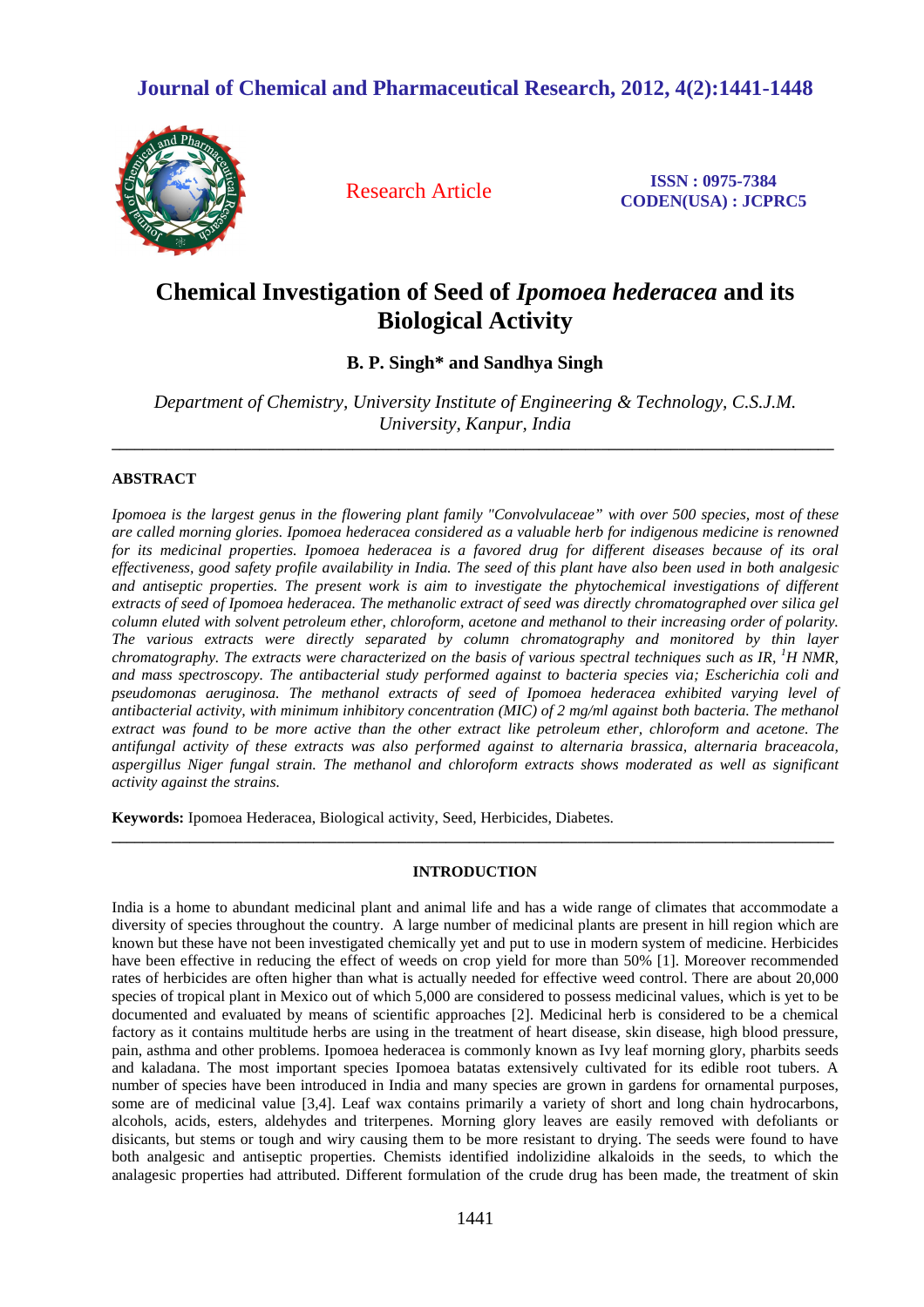# Chemical Investigation of Seed of *Ipomoea hederacea* and its Biological Activity

**B. P. Singh* and Sandhya Singh**

*Department of Chemistry, University Institute of Engineering & Technology, C.S.J.M. University, Kanpur, India*

---

## ABSTRACT

*Ipomoea is the largest genus in the flowering plant family "Convolvulaceae" with over 500 species, most of these are called morning glories. Ipomoea hederacea considered as a valuable herb for indigenous medicine is renowned for its medicinal properties. Ipomoea hederacea is a favored drug for different diseases because of its oral effectiveness, good safety profile availability in India. The seed of this plant have also been used in both analgesic and antiseptic properties. The present work is aim to investigate the phytochemical investigations of different extracts of seed of Ipomoea hederacea. The methanolic extract of seed was directly chromatographed over silica gel column eluted with solvent petroleum ether, chloroform, acetone and methanol to their increasing order of polarity. The various extracts were directly separated by column chromatography and monitored by thin layer chromatography. The extracts were characterized on the basis of various spectral techniques such as IR, $^1$H NMR, and mass spectroscopy. The antibacterial study performed against to bacteria species via; Escherichia coli and pseudomonas aeruginosa. The methanol extracts of seed of Ipomoea hederacea exhibited varying level of antibacterial activity, with minimum inhibitory concentration (MIC) of 2 mg/ml against both bacteria. The methanol extract was found to be more active than the other extract like petroleum ether, chloroform and acetone. The antifungal activity of these extracts was also performed against to alternaria brassica, alternaria braceacola, aspergillus Niger fungal strain. The methanol and chloroform extracts shows moderated as well as significant activity against the strains.*

**Keywords:** Ipomoea Hederacea, Biological activity, Seed, Herbicides, Diabetes.

---

## INTRODUCTION

India is a home to abundant medicinal plant and animal life and has a wide range of climates that accommodate a diversity of species throughout the country. A large number of medicinal plants are present in hill region which are known but these have not been investigated chemically yet and put to use in modern system of medicine. Herbicides have been effective in reducing the effect of weeds on crop yield for more than 50% [1]. Moreover recommended rates of herbicides are often higher than what is actually needed for effective weed control. There are about 20,000 species of tropical plant in Mexico out of which 5,000 are considered to possess medicinal values, which is yet to be documented and evaluated by means of scientific approaches [2]. Medicinal herb is considered to be a chemical factory as it contains multitude herbs are using in the treatment of heart disease, skin disease, high blood pressure, pain, asthma and other problems. Ipomoea hederacea is commonly known as Ivy leaf morning glory, pharbits seeds and kaladana. The most important species Ipomoea batatas extensively cultivated for its edible root tubers. A number of species have been introduced in India and many species are grown in gardens for ornamental purposes, some are of medicinal value [3,4]. Leaf wax contains primarily a variety of short and long chain hydrocarbons, alcohols, acids, esters, aldehydes and triterpenes. Morning glory leaves are easily removed with defoliants or disicants, but stems or tough and wiry causing them to be more resistant to drying. The seeds were found to have both analgesic and antiseptic properties. Chemists identified indolizidine alkaloids in the seeds, to which the analagesic properties had attributed. Different formulation of the crude drug has been made, the treatment of skin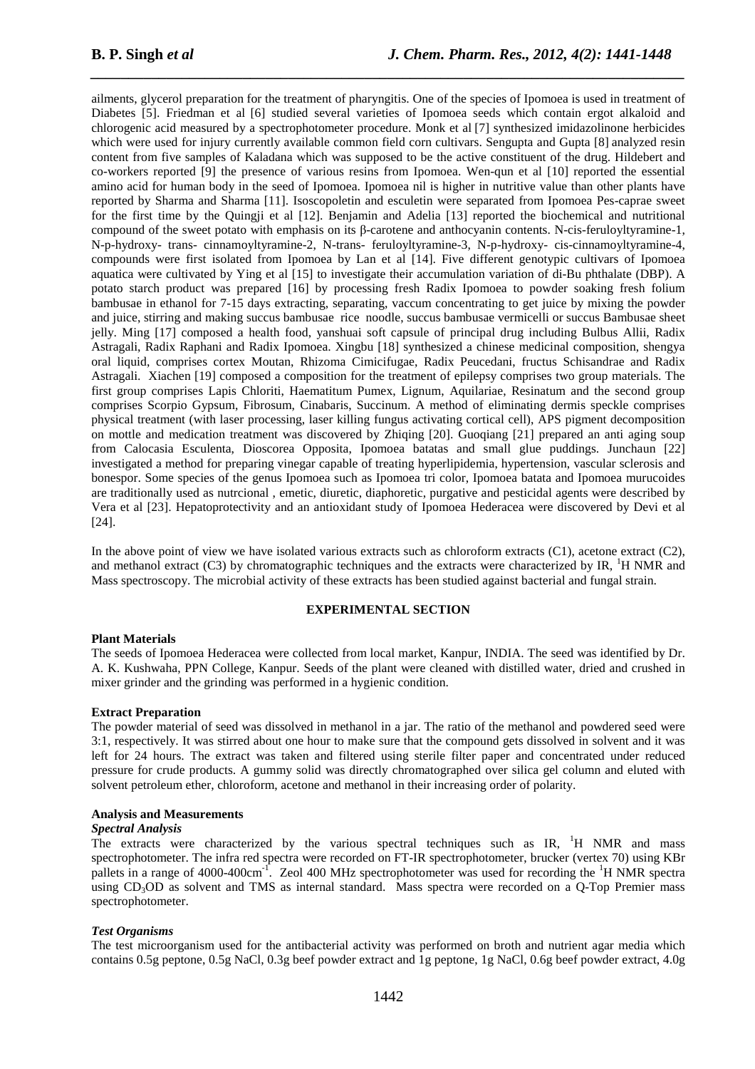ailments, glycerol preparation for the treatment of pharyngitis. One of the species of Ipomoea is used in treatment of Diabetes [5]. Friedman et al [6] studied several varieties of Ipomoea seeds which contain ergot alkaloid and chlorogenic acid measured by a spectrophotometer procedure. Monk et al [7] synthesized imidazolinone herbicides which were used for injury currently available common field corn cultivars. Sengupta and Gupta [8] analyzed resin content from five samples of Kaladana which was supposed to be the active constituent of the drug. Hildebert and co-workers reported [9] the presence of various resins from Ipomoea. Wen-qun et al [10] reported the essential amino acid for human body in the seed of Ipomoea. Ipomoea nil is higher in nutritive value than other plants have reported by Sharma and Sharma [11]. Isoscopoletin and esculetin were separated from Ipomoea Pes-caprae sweet for the first time by the Quingji et al [12]. Benjamin and Adelia [13] reported the biochemical and nutritional compound of the sweet potato with emphasis on its β-carotene and anthocyanin contents. N-cis-feruloyltyramine-1, N-p-hydroxy- trans- cinnamoyltyramine-2, N-trans- feruloyltyramine-3, N-p-hydroxy- cis-cinnamoyltyramine-4, compounds were first isolated from Ipomoea by Lan et al [14]. Five different genotypic cultivars of Ipomoea aquatica were cultivated by Ying et al [15] to investigate their accumulation variation of di-Bu phthalate (DBP). A potato starch product was prepared [16] by processing fresh Radix Ipomoea to powder soaking fresh folium bambusae in ethanol for 7-15 days extracting, separating, vaccum concentrating to get juice by mixing the powder and juice, stirring and making succus bambusae rice noodle, succus bambusae vermicelli or succus Bambusae sheet jelly. Ming [17] composed a health food, yanshuai soft capsule of principal drug including Bulbus Allii, Radix Astragali, Radix Raphani and Radix Ipomoea. Xingbu [18] synthesized a chinese medicinal composition, shengya oral liquid, comprises cortex Moutan, Rhizoma Cimicifugae, Radix Peucedani, fructus Schisandrae and Radix Astragali. Xiachen [19] composed a composition for the treatment of epilepsy comprises two group materials. The first group comprises Lapis Chloriti, Haematitum Pumex, Lignum, Aquilariae, Resinatum and the second group comprises Scorpio Gypsum, Fibrosum, Cinabaris, Succinum. A method of eliminating dermis speckle comprises physical treatment (with laser processing, laser killing fungus activating cortical cell), APS pigment decomposition on mottle and medication treatment was discovered by Zhiqing [20]. Guoqiang [21] prepared an anti aging soup from Calocasia Esculenta, Dioscorea Opposita, Ipomoea batatas and small glue puddings. Junchaun [22] investigated a method for preparing vinegar capable of treating hyperlipidemia, hypertension, vascular sclerosis and bonespor. Some species of the genus Ipomoea such as Ipomoea tri color, Ipomoea batata and Ipomoea murucoides are traditionally used as nutrcional , emetic, diuretic, diaphoretic, purgative and pesticidal agents were described by Vera et al [23]. Hepatoprotectivity and an antioxidant study of Ipomoea Hederacea were discovered by Devi et al [24].

In the above point of view we have isolated various extracts such as chloroform extracts (C1), acetone extract (C2), and methanol extract (C3) by chromatographic techniques and the extracts were characterized by IR, $^1$H NMR and Mass spectroscopy. The microbial activity of these extracts has been studied against bacterial and fungal strain.

## EXPERIMENTAL SECTION

### Plant Materials

The seeds of Ipomoea Hederacea were collected from local market, Kanpur, INDIA. The seed was identified by Dr. A. K. Kushwaha, PPN College, Kanpur. Seeds of the plant were cleaned with distilled water, dried and crushed in mixer grinder and the grinding was performed in a hygienic condition.

### Extract Preparation

The powder material of seed was dissolved in methanol in a jar. The ratio of the methanol and powdered seed were 3:1, respectively. It was stirred about one hour to make sure that the compound gets dissolved in solvent and it was left for 24 hours. The extract was taken and filtered using sterile filter paper and concentrated under reduced pressure for crude products. A gummy solid was directly chromatographed over silica gel column and eluted with solvent petroleum ether, chloroform, acetone and methanol in their increasing order of polarity.

### Analysis and Measurements

#### *Spectral Analysis*

The extracts were characterized by the various spectral techniques such as IR, $^1$H NMR and mass spectrophotometer. The infra red spectra were recorded on FT-IR spectrophotometer, brucker (vertex 70) using KBr pallets in a range of 4000-400cm$^{-1}$. Zeol 400 MHz spectrophotometer was used for recording the $^1$H NMR spectra using $CD_3OD$ as solvent and TMS as internal standard. Mass spectra were recorded on a Q-Top Premier mass spectrophotometer.

#### *Test Organisms*

The test microorganism used for the antibacterial activity was performed on broth and nutrient agar media which contains 0.5g peptone, 0.5g NaCl, 0.3g beef powder extract and 1g peptone, 1g NaCl, 0.6g beef powder extract, 4.0g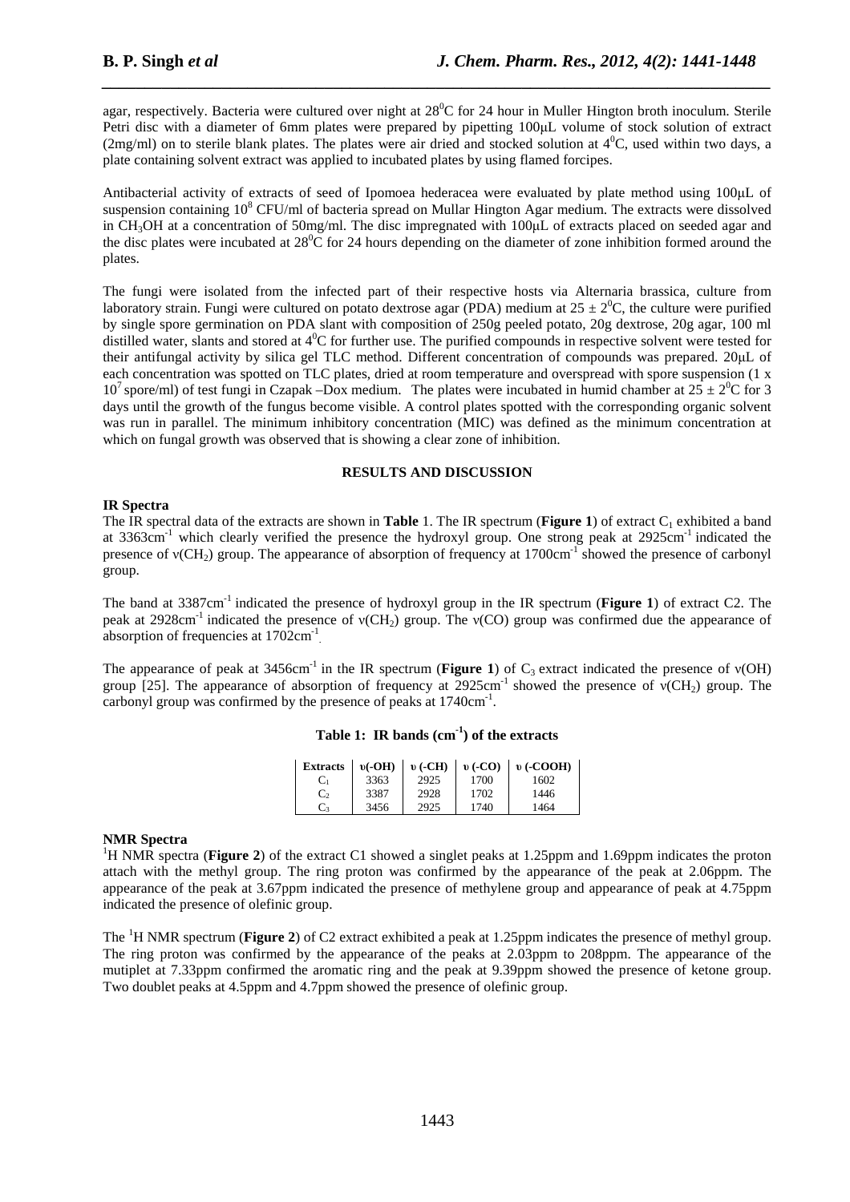agar, respectively. Bacteria were cultured over night at $28^0$C for 24 hour in Muller Hington broth inoculum. Sterile Petri disc with a diameter of 6mm plates were prepared by pipetting 100μL volume of stock solution of extract (2mg/ml) on to sterile blank plates. The plates were air dried and stocked solution at $4^0$C, used within two days, a plate containing solvent extract was applied to incubated plates by using flamed forcipes.

Antibacterial activity of extracts of seed of Ipomoea hederacea were evaluated by plate method using 100μL of suspension containing $10^8$ CFU/ml of bacteria spread on Mullar Hington Agar medium. The extracts were dissolved in $CH_3OH$ at a concentration of 50mg/ml. The disc impregnated with 100μL of extracts placed on seeded agar and the disc plates were incubated at $28^0$C for 24 hours depending on the diameter of zone inhibition formed around the plates.

The fungi were isolated from the infected part of their respective hosts via Alternaria brassica, culture from laboratory strain. Fungi were cultured on potato dextrose agar (PDA) medium at $25 \pm 2^0$C, the culture were purified by single spore germination on PDA slant with composition of 250g peeled potato, 20g dextrose, 20g agar, 100 ml distilled water, slants and stored at $4^0$C for further use. The purified compounds in respective solvent were tested for their antifungal activity by silica gel TLC method. Different concentration of compounds was prepared. 20μL of each concentration was spotted on TLC plates, dried at room temperature and overspread with spore suspension (1 x $10^7$ spore/ml) of test fungi in Czapak –Dox medium. The plates were incubated in humid chamber at $25 \pm 2^0$C for 3 days until the growth of the fungus become visible. A control plates spotted with the corresponding organic solvent was run in parallel. The minimum inhibitory concentration (MIC) was defined as the minimum concentration at which on fungal growth was observed that is showing a clear zone of inhibition.

## RESULTS AND DISCUSSION

### IR Spectra

The IR spectral data of the extracts are shown in **Table** 1. The IR spectrum (**Figure 1**) of extract $C_1$ exhibited a band at 3363cm$^{-1}$ which clearly verified the presence the hydroxyl group. One strong peak at 2925cm$^{-1}$ indicated the presence of $\nu(CH_2)$ group. The appearance of absorption of frequency at 1700cm$^{-1}$ showed the presence of carbonyl group.

The band at 3387cm$^{-1}$ indicated the presence of hydroxyl group in the IR spectrum (**Figure 1**) of extract C2. The peak at 2928cm$^{-1}$ indicated the presence of $\nu(CH_2)$ group. The $\nu$(CO) group was confirmed due the appearance of absorption of frequencies at 1702cm$^{-1}$.

The appearance of peak at 3456cm$^{-1}$ in the IR spectrum (**Figure 1**) of $C_3$ extract indicated the presence of $\nu$(OH) group [25]. The appearance of absorption of frequency at 2925cm$^{-1}$ showed the presence of $\nu(CH_2)$ group. The carbonyl group was confirmed by the presence of peaks at 1740cm$^{-1}$.

**Table 1: IR bands (cm$^{-1}$) of the extracts**

| Extracts | υ(-OH) | υ (-CH) | υ (-CO) | υ (-COOH) |
|---|---|---|---|---|
| $C_1$ | 3363 | 2925 | 1700 | 1602 |
| $C_2$ | 3387 | 2928 | 1702 | 1446 |
| $C_3$ | 3456 | 2925 | 1740 | 1464 |

### NMR Spectra

$^1$H NMR spectra (**Figure 2**) of the extract C1 showed a singlet peaks at 1.25ppm and 1.69ppm indicates the proton attach with the methyl group. The ring proton was confirmed by the appearance of the peak at 2.06ppm. The appearance of the peak at 3.67ppm indicated the presence of methylene group and appearance of peak at 4.75ppm indicated the presence of olefinic group.

The $^1$H NMR spectrum (**Figure 2**) of C2 extract exhibited a peak at 1.25ppm indicates the presence of methyl group. The ring proton was confirmed by the appearance of the peaks at 2.03ppm to 208ppm. The appearance of the mutiplet at 7.33ppm confirmed the aromatic ring and the peak at 9.39ppm showed the presence of ketone group. Two doublet peaks at 4.5ppm and 4.7ppm showed the presence of olefinic group.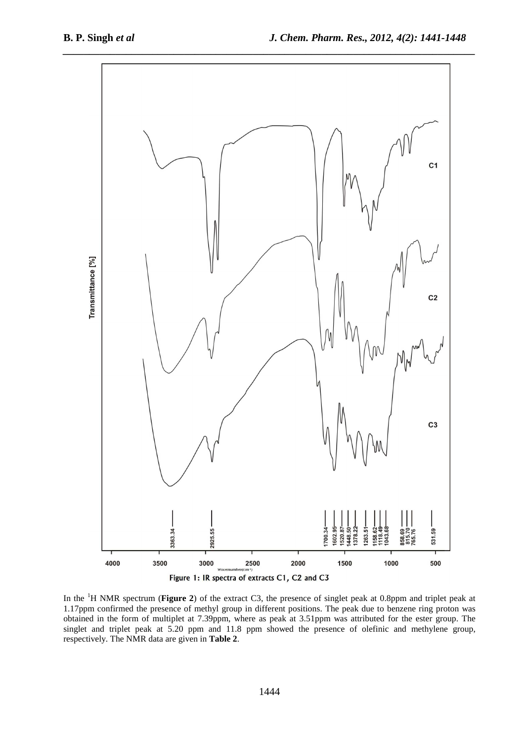Figure 1: IR spectra of extracts C1, C2 and C3

In the $^{1}$H NMR spectrum (**Figure 2**) of the extract C3, the presence of singlet peak at 0.8ppm and triplet peak at 1.17ppm confirmed the presence of methyl group in different positions. The peak due to benzene ring proton was obtained in the form of multiplet at 7.39ppm, where as peak at 3.51ppm was attributed for the ester group. The singlet and triplet peak at 5.20 ppm and 11.8 ppm showed the presence of olefinic and methylene group, respectively. The NMR data are given in **Table 2**.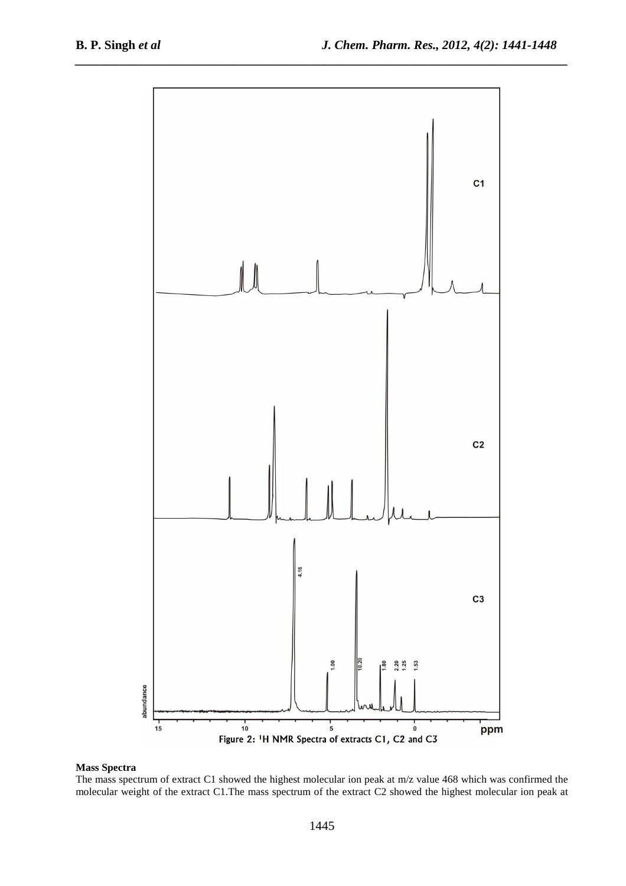Figure 2: ¹H NMR Spectra of extracts C1, C2 and C3

**Mass Spectra**

The mass spectrum of extract C1 showed the highest molecular ion peak at m/z value 468 which was confirmed the molecular weight of the extract C1.The mass spectrum of the extract C2 showed the highest molecular ion peak at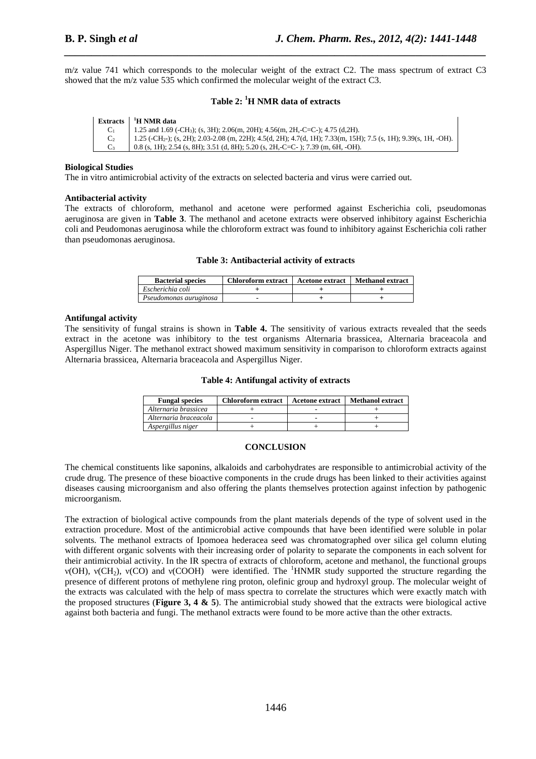m/z value 741 which corresponds to the molecular weight of the extract C2. The mass spectrum of extract C3 showed that the m/z value 535 which confirmed the molecular weight of the extract C3.

**Table 2: $^1$H NMR data of extracts**

| Extracts | $^1$H NMR data |
|---|---|
| $C_1$ | 1.25 and 1.69 ($-CH_3$); (s, 3H); 2.06(m, 20H); 4.56(m, 2H,-C=C-); 4.75 (d,2H). |
| $C_2$ | 1.25 ($-CH_2-$); (s, 2H); 2.03-2.08 (m, 22H); 4.5(d, 2H); 4.7(d, 1H); 7.33(m, 15H); 7.5 (s, 1H); 9.39(s, 1H, -OH). |
| $C_3$ | 0.8 (s, 1H); 2.54 (s, 8H); 3.51 (d, 8H); 5.20 (s, 2H,-C=C- ); 7.39 (m, 6H, -OH). |

**Biological Studies**

The in vitro antimicrobial activity of the extracts on selected bacteria and virus were carried out.

**Antibacterial activity**

The extracts of chloroform, methanol and acetone were performed against Escherichia coli, pseudomonas aeruginosa are given in **Table 3**. The methanol and acetone extracts were observed inhibitory against Escherichia coli and Peudomonas aeruginosa while the chloroform extract was found to inhibitory against Escherichia coli rather than pseudomonas aeruginosa.

**Table 3: Antibacterial activity of extracts**

| Bacterial species | Chloroform extract | Acetone extract | Methanol extract |
|---|---|---|---|
| *Escherichia coli* | + | + | + |
| *Pseudomonas auruginosa* | - | + | + |

**Antifungal activity**

The sensitivity of fungal strains is shown in **Table 4.** The sensitivity of various extracts revealed that the seeds extract in the acetone was inhibitory to the test organisms Alternaria brassicea, Alternaria braceacola and Aspergillus Niger. The methanol extract showed maximum sensitivity in comparison to chloroform extracts against Alternaria brassicea, Alternaria braceacola and Aspergillus Niger.

**Table 4: Antifungal activity of extracts**

| Fungal species | Chloroform extract | Acetone extract | Methanol extract |
|---|---|---|---|
| *Alternaria brassicea* | + | - | + |
| *Alternaria braceacola* | - | - | + |
| *Aspergillus niger* | + | + | + |

## CONCLUSION

The chemical constituents like saponins, alkaloids and carbohydrates are responsible to antimicrobial activity of the crude drug. The presence of these bioactive components in the crude drugs has been linked to their activities against diseases causing microorganism and also offering the plants themselves protection against infection by pathogenic microorganism.

The extraction of biological active compounds from the plant materials depends of the type of solvent used in the extraction procedure. Most of the antimicrobial active compounds that have been identified were soluble in polar solvents. The methanol extracts of Ipomoea hederacea seed was chromatographed over silica gel column eluting with different organic solvents with their increasing order of polarity to separate the components in each solvent for their antimicrobial activity. In the IR spectra of extracts of chloroform, acetone and methanol, the functional groups $\nu(OH)$, $\nu(CH_2)$, $\nu(CO)$ and $\nu(COOH)$ were identified. The $^1$HNMR study supported the structure regarding the presence of different protons of methylene ring proton, olefinic group and hydroxyl group. The molecular weight of the extracts was calculated with the help of mass spectra to correlate the structures which were exactly match with the proposed structures (**Figure 3, 4 & 5**). The antimicrobial study showed that the extracts were biological active against both bacteria and fungi. The methanol extracts were found to be more active than the other extracts.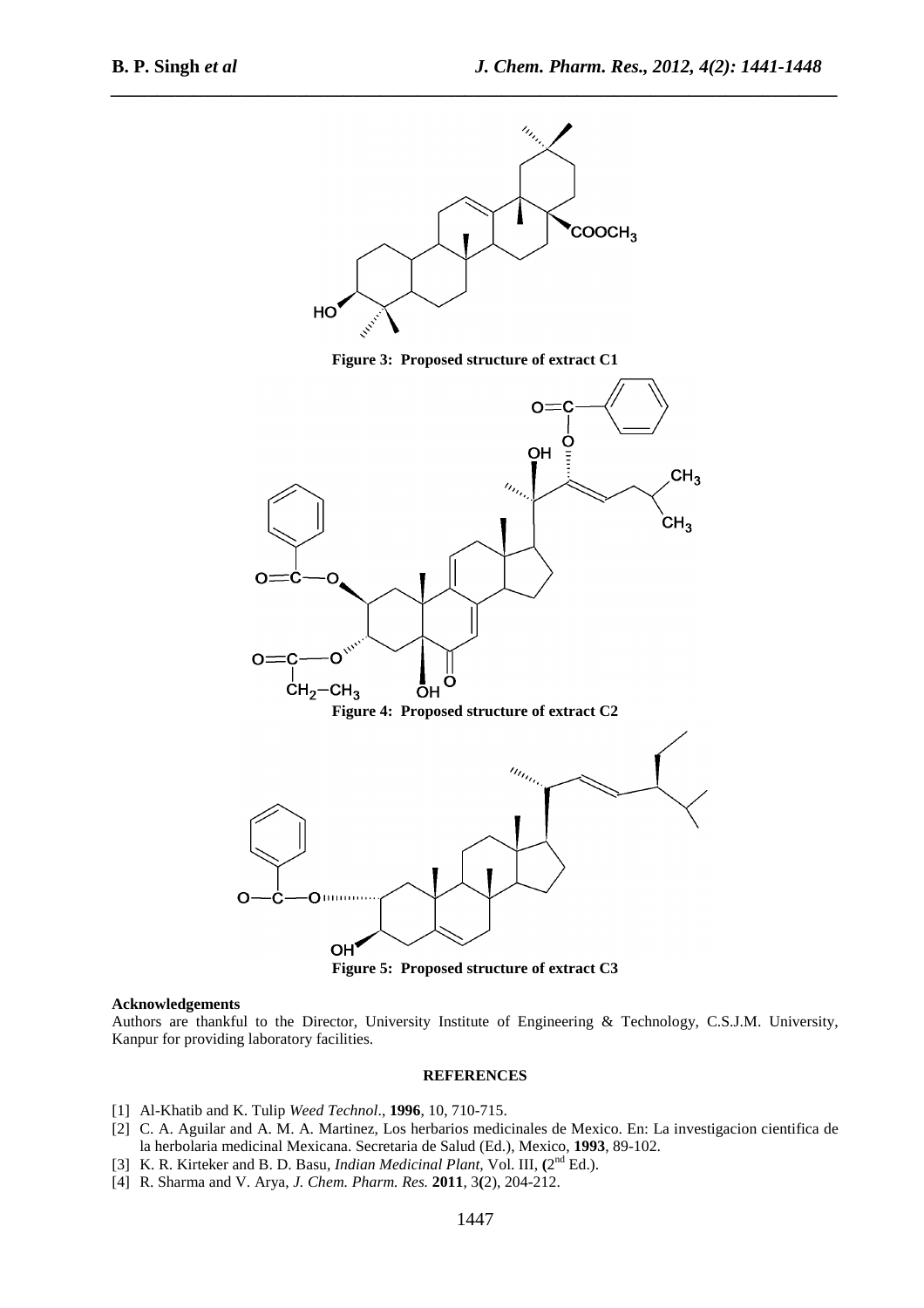**Figure 3: Proposed structure of extract C1**

**Figure 4: Proposed structure of extract C2**

**Figure 5: Proposed structure of extract C3**

#### Acknowledgements

Authors are thankful to the Director, University Institute of Engineering & Technology, C.S.J.M. University, Kanpur for providing laboratory facilities.

## REFERENCES

[1] Al-Khatib and K. Tulip *Weed Technol*., **1996**, 10, 710-715.

[2] C. A. Aguilar and A. M. A. Martinez, Los herbarios medicinales de Mexico. En: La investigacion cientifica de la herbolaria medicinal Mexicana. Secretaria de Salud (Ed.), Mexico, **1993**, 89-102.

[3] K. R. Kirteker and B. D. Basu, *Indian Medicinal Plant,* Vol. III, **(**2[nd] Ed.).

[4] R. Sharma and V. Arya, *J. Chem. Pharm. Res.* **2011**, 3**(**2), 204-212.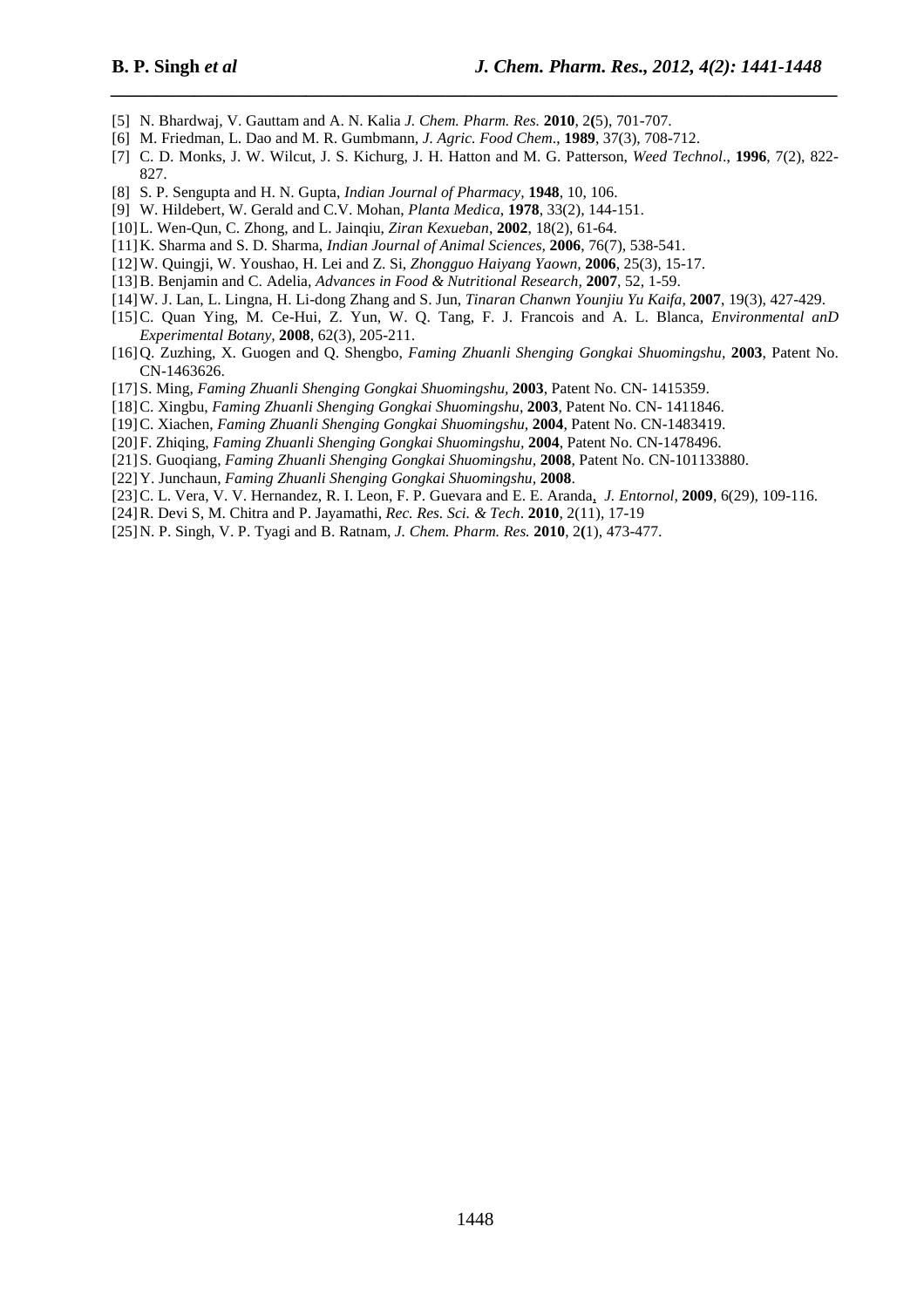[5] N. Bhardwaj, V. Gauttam and A. N. Kalia *J. Chem. Pharm. Res.* **2010**, 2**(**5), 701-707.

[6] M. Friedman, L. Dao and M. R. Gumbmann, *J. Agric. Food Chem*., **1989**, 37(3), 708-712.

[7] C. D. Monks, J. W. Wilcut, J. S. Kichurg, J. H. Hatton and M. G. Patterson, *Weed Technol*., **1996**, 7(2), 822-827.

[8] S. P. Sengupta and H. N. Gupta, *Indian Journal of Pharmacy*, **1948**, 10, 106.

[9] W. Hildebert, W. Gerald and C.V. Mohan, *Planta Medica*, **1978**, 33(2), 144-151.

[10] L. Wen-Qun, C. Zhong, and L. Jainqiu, *Ziran Kexueban*, **2002**, 18(2), 61-64.

[11] K. Sharma and S. D. Sharma, *Indian Journal of Animal Sciences*, **2006**, 76(7), 538-541.

[12] W. Quingji, W. Youshao, H. Lei and Z. Si, *Zhongguo Haiyang Yaown*, **2006**, 25(3), 15-17.

[13] B. Benjamin and C. Adelia, *Advances in Food & Nutritional Research*, **2007**, 52, 1-59.

[14] W. J. Lan, L. Lingna, H. Li-dong Zhang and S. Jun, *Tinaran Chanwn Younjiu Yu Kaifa*, **2007**, 19(3), 427-429.

[15] C. Quan Ying, M. Ce-Hui, Z. Yun, W. Q. Tang, F. J. Francois and A. L. Blanca, *Environmental anD Experimental Botany*, **2008**, 62(3), 205-211.

[16] Q. Zuzhing, X. Guogen and Q. Shengbo, *Faming Zhuanli Shenging Gongkai Shuomingshu*, **2003**, Patent No. CN-1463626.

[17] S. Ming, *Faming Zhuanli Shenging Gongkai Shuomingshu*, **2003**, Patent No. CN- 1415359.

[18] C. Xingbu, *Faming Zhuanli Shenging Gongkai Shuomingshu*, **2003**, Patent No. CN- 1411846.

[19] C. Xiachen, *Faming Zhuanli Shenging Gongkai Shuomingshu*, **2004**, Patent No. CN-1483419.

[20] F. Zhiqing, *Faming Zhuanli Shenging Gongkai Shuomingshu*, **2004**, Patent No. CN-1478496.

[21] S. Guoqiang, *Faming Zhuanli Shenging Gongkai Shuomingshu*, **2008**, Patent No. CN-101133880.

[22] Y. Junchaun, *Faming Zhuanli Shenging Gongkai Shuomingshu*, **2008**.

[23] C. L. Vera, V. V. Hernandez, R. I. Leon, F. P. Guevara and E. E. Aranda, *J. Entornol*, **2009**, 6(29), 109-116.

[24] R. Devi S, M. Chitra and P. Jayamathi, *Rec. Res. Sci. & Tech*. **2010**, 2(11), 17-19

[25] N. P. Singh, V. P. Tyagi and B. Ratnam, *J. Chem. Pharm. Res.* **2010**, 2**(**1), 473-477.